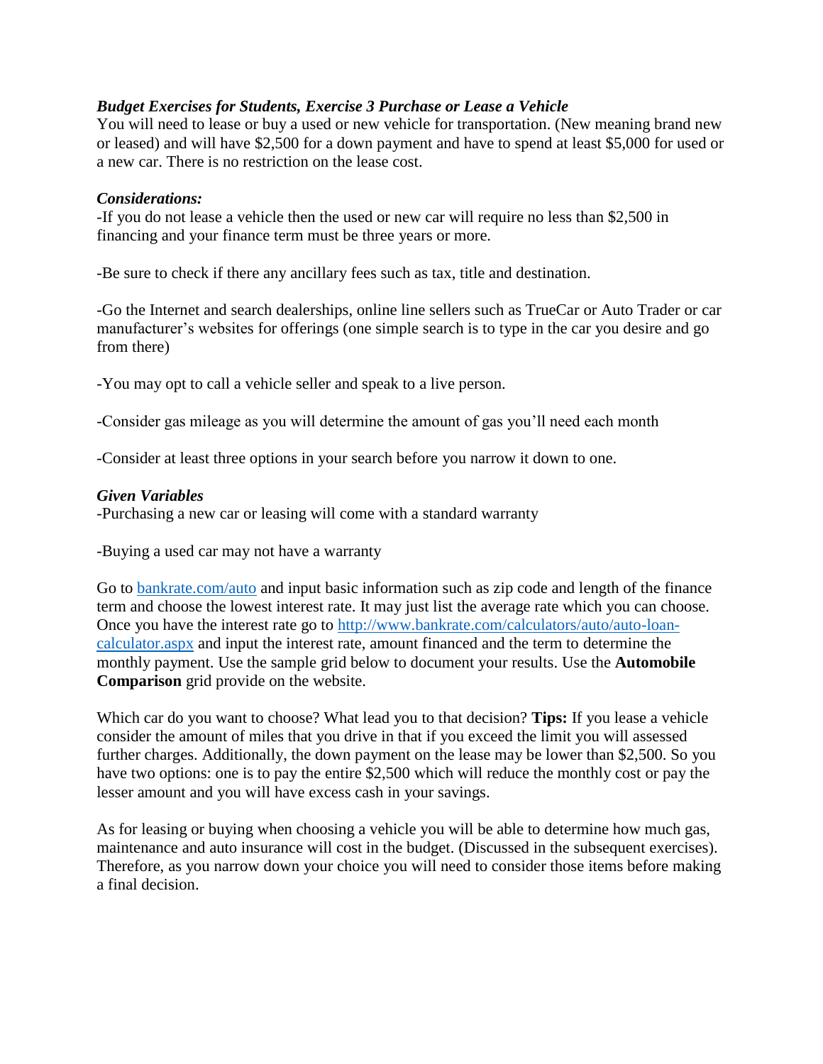***Budget Exercises for Students, Exercise 3 Purchase or Lease a Vehicle***

You will need to lease or buy a used or new vehicle for transportation. (New meaning brand new or leased) and will have $2,500 for a down payment and have to spend at least $5,000 for used or a new car. There is no restriction on the lease cost.

***Considerations:***

-If you do not lease a vehicle then the used or new car will require no less than $2,500 in financing and your finance term must be three years or more.

-Be sure to check if there any ancillary fees such as tax, title and destination.

-Go the Internet and search dealerships, online line sellers such as TrueCar or Auto Trader or car manufacturer's websites for offerings (one simple search is to type in the car you desire and go from there)

-You may opt to call a vehicle seller and speak to a live person.

-Consider gas mileage as you will determine the amount of gas you'll need each month

-Consider at least three options in your search before you narrow it down to one.

***Given Variables***

-Purchasing a new car or leasing will come with a standard warranty

-Buying a used car may not have a warranty

Go to [bankrate.com/auto](bankrate.com/auto) and input basic information such as zip code and length of the finance term and choose the lowest interest rate. It may just list the average rate which you can choose. Once you have the interest rate go to [http://www.bankrate.com/calculators/auto/auto-loan-calculator.aspx](http://www.bankrate.com/calculators/auto/auto-loan-calculator.aspx) and input the interest rate, amount financed and the term to determine the monthly payment. Use the sample grid below to document your results. Use the **Automobile Comparison** grid provide on the website.

Which car do you want to choose? What lead you to that decision? **Tips:** If you lease a vehicle consider the amount of miles that you drive in that if you exceed the limit you will assessed further charges. Additionally, the down payment on the lease may be lower than $2,500. So you have two options: one is to pay the entire $2,500 which will reduce the monthly cost or pay the lesser amount and you will have excess cash in your savings.

As for leasing or buying when choosing a vehicle you will be able to determine how much gas, maintenance and auto insurance will cost in the budget. (Discussed in the subsequent exercises). Therefore, as you narrow down your choice you will need to consider those items before making a final decision.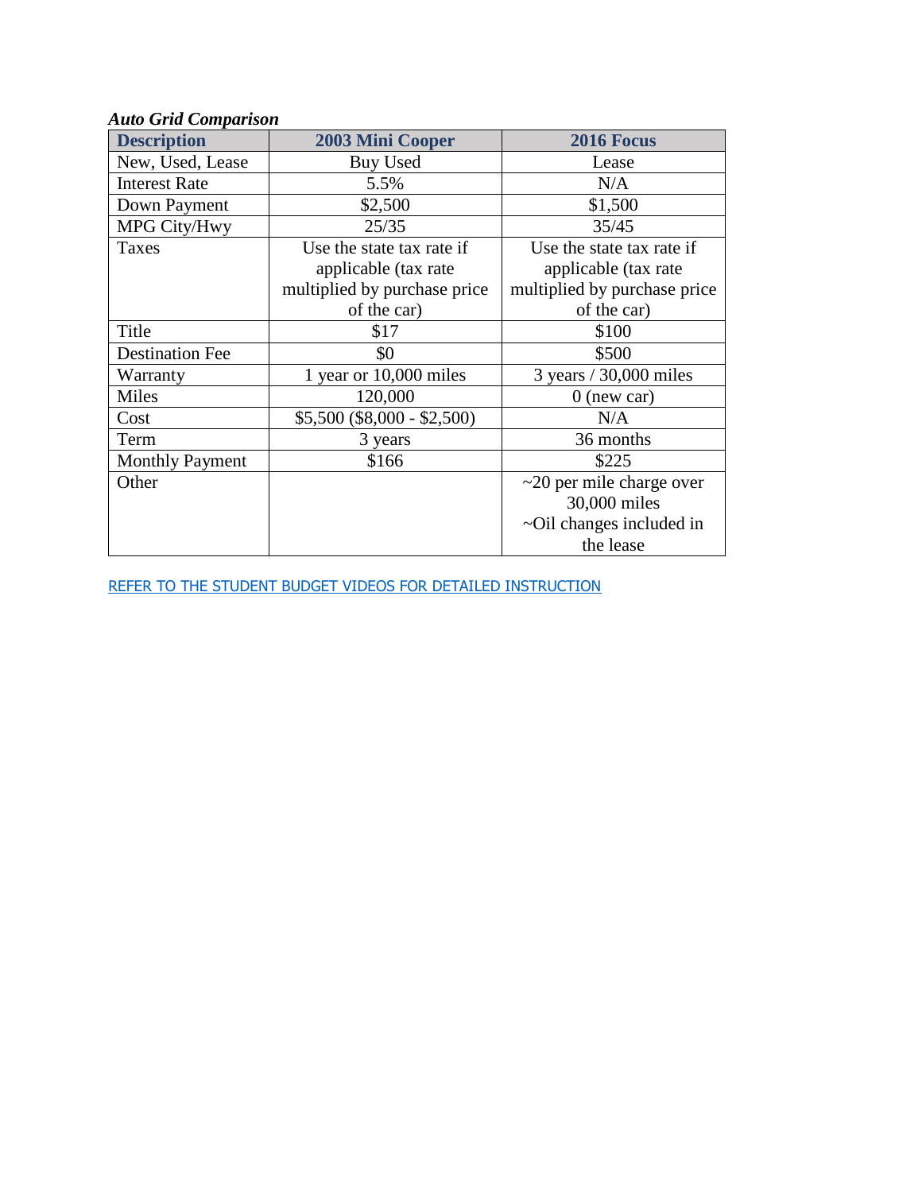***Auto Grid Comparison***

| Description | 2003 Mini Cooper | 2016 Focus |
|---|---|---|
| New, Used, Lease | Buy Used | Lease |
| Interest Rate | 5.5% | N/A |
| Down Payment | $2,500 | $1,500 |
| MPG City/Hwy | 25/35 | 35/45 |
| Taxes | Use the state tax rate if applicable (tax rate multiplied by purchase price of the car) | Use the state tax rate if applicable (tax rate multiplied by purchase price of the car) |
| Title | $17 | $100 |
| Destination Fee | $0 | $500 |
| Warranty | 1 year or 10,000 miles | 3 years / 30,000 miles |
| Miles | 120,000 | 0 (new car) |
| Cost | $5,500 ($8,000 - $2,500) | N/A |
| Term | 3 years | 36 months |
| Monthly Payment | $166 | $225 |
| Other | | ~20 per mile charge over 30,000 miles<br>~Oil changes included in the lease |

REFER TO THE STUDENT BUDGET VIDEOS FOR DETAILED INSTRUCTION